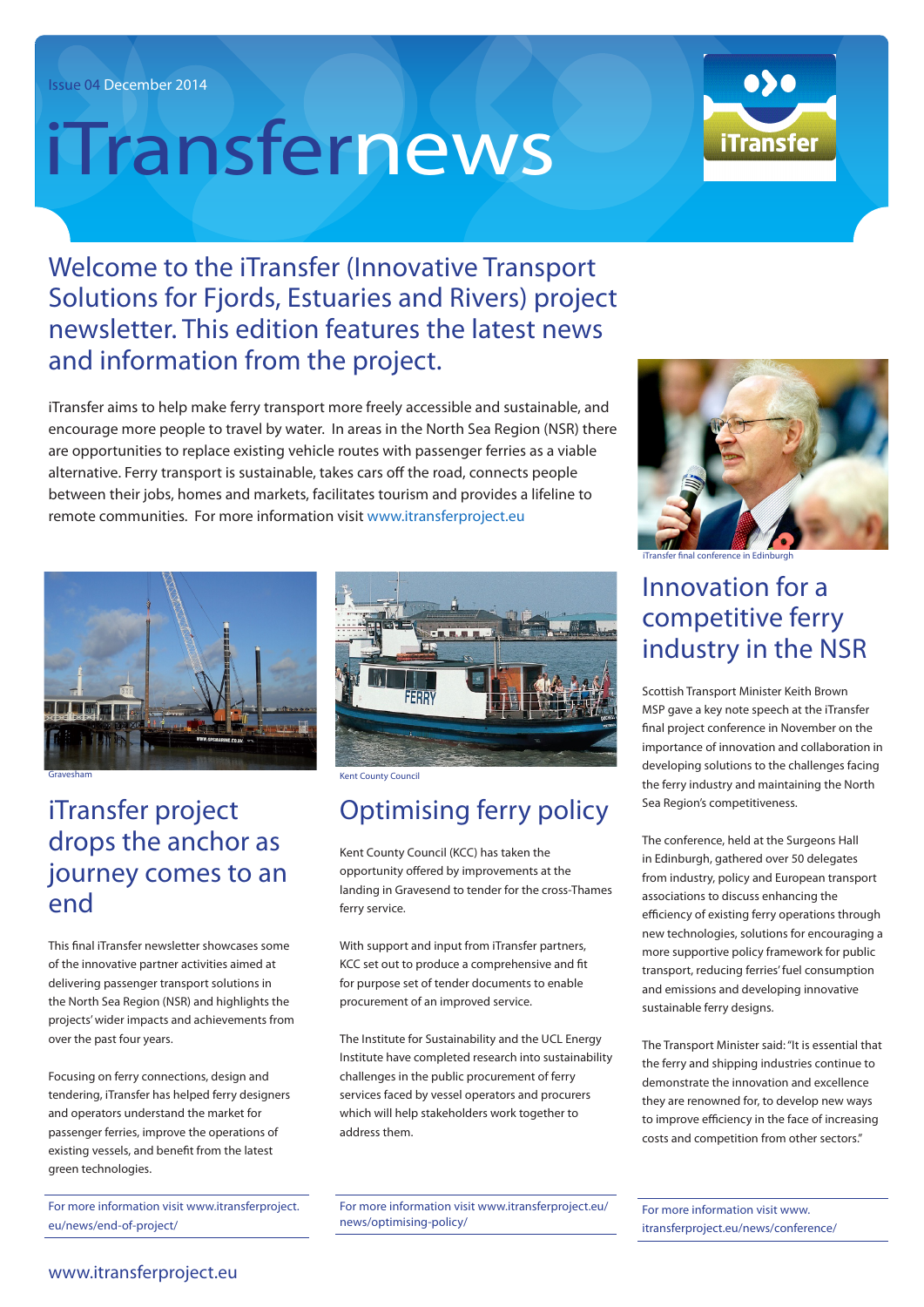Issue 04 December 2014

# iTransfernews

## Welcome to the iTransfer (Innovative Transport Solutions for Fjords, Estuaries and Rivers) project newsletter. This edition features the latest news and information from the project.

iTransfer aims to help make ferry transport more freely accessible and sustainable, and encourage more people to travel by water. In areas in the North Sea Region (NSR) there are opportunities to replace existing vehicle routes with passenger ferries as a viable alternative. Ferry transport is sustainable, takes cars off the road, connects people between their jobs, homes and markets, facilitates tourism and provides a lifeline to remote communities. For more information visit www.itransferproject.eu

Gravesham

## iTransfer project drops the anchor as journey comes to an end

This final iTransfer newsletter showcases some of the innovative partner activities aimed at delivering passenger transport solutions in the North Sea Region (NSR) and highlights the projects' wider impacts and achievements from over the past four years.

Focusing on ferry connections, design and tendering, iTransfer has helped ferry designers and operators understand the market for passenger ferries, improve the operations of existing vessels, and benefit from the latest green technologies.

For more information visit www.itransferproject.eu/news/end-of-project/

Kent County Council

## Optimising ferry policy

Kent County Council (KCC) has taken the opportunity offered by improvements at the landing in Gravesend to tender for the cross-Thames ferry service.

With support and input from iTransfer partners, KCC set out to produce a comprehensive and fit for purpose set of tender documents to enable procurement of an improved service.

The Institute for Sustainability and the UCL Energy Institute have completed research into sustainability challenges in the public procurement of ferry services faced by vessel operators and procurers which will help stakeholders work together to address them.

For more information visit www.itransferproject.eu/news/optimising-policy/

iTransfer final conference in Edinburgh

## Innovation for a competitive ferry industry in the NSR

Scottish Transport Minister Keith Brown MSP gave a key note speech at the iTransfer final project conference in November on the importance of innovation and collaboration in developing solutions to the challenges facing the ferry industry and maintaining the North Sea Region's competitiveness.

The conference, held at the Surgeons Hall in Edinburgh, gathered over 50 delegates from industry, policy and European transport associations to discuss enhancing the efficiency of existing ferry operations through new technologies, solutions for encouraging a more supportive policy framework for public transport, reducing ferries' fuel consumption and emissions and developing innovative sustainable ferry designs.

The Transport Minister said: "It is essential that the ferry and shipping industries continue to demonstrate the innovation and excellence they are renowned for, to develop new ways to improve efficiency in the face of increasing costs and competition from other sectors."

For more information visit www.itransferproject.eu/news/conference/

www.itransferproject.eu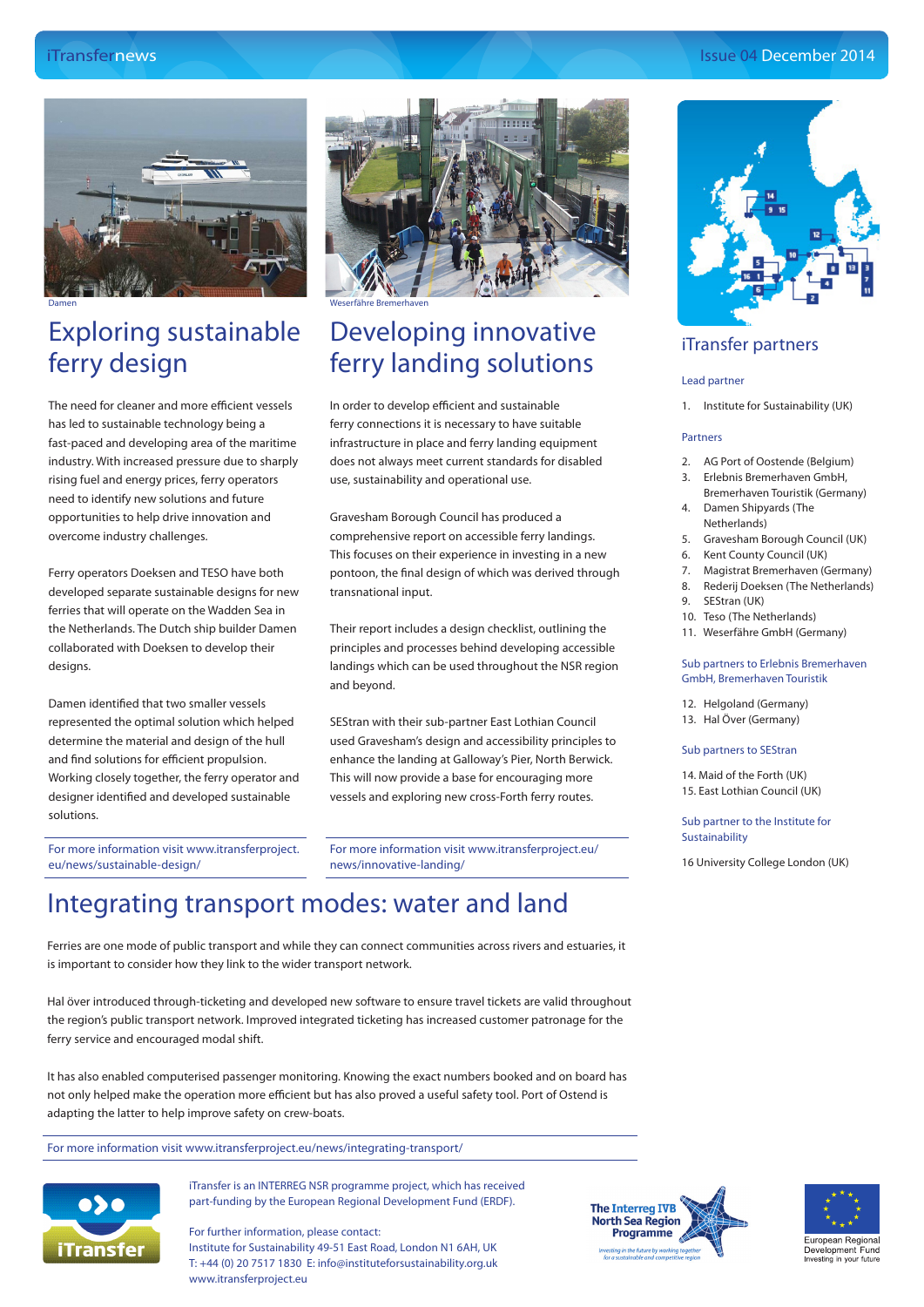Damen

## Exploring sustainable ferry design

The need for cleaner and more efficient vessels has led to sustainable technology being a fast-paced and developing area of the maritime industry. With increased pressure due to sharply rising fuel and energy prices, ferry operators need to identify new solutions and future opportunities to help drive innovation and overcome industry challenges.

Ferry operators Doeksen and TESO have both developed separate sustainable designs for new ferries that will operate on the Wadden Sea in the Netherlands. The Dutch ship builder Damen collaborated with Doeksen to develop their designs.

Damen identified that two smaller vessels represented the optimal solution which helped determine the material and design of the hull and find solutions for efficient propulsion. Working closely together, the ferry operator and designer identified and developed sustainable solutions.

For more information visit www.itransferproject.eu/news/sustainable-design/

Weserfähre Bremerhaven

## Developing innovative ferry landing solutions

In order to develop efficient and sustainable ferry connections it is necessary to have suitable infrastructure in place and ferry landing equipment does not always meet current standards for disabled use, sustainability and operational use.

Gravesham Borough Council has produced a comprehensive report on accessible ferry landings. This focuses on their experience in investing in a new pontoon, the final design of which was derived through transnational input.

Their report includes a design checklist, outlining the principles and processes behind developing accessible landings which can be used throughout the NSR region and beyond.

SEStran with their sub-partner East Lothian Council used Gravesham's design and accessibility principles to enhance the landing at Galloway's Pier, North Berwick. This will now provide a base for encouraging more vessels and exploring new cross-Forth ferry routes.

For more information visit www.itransferproject.eu/news/innovative-landing/

## iTransfer partners

### Lead partner

1. Institute for Sustainability (UK)

### Partners

2. AG Port of Oostende (Belgium)
3. Erlebnis Bremerhaven GmbH, Bremerhaven Touristik (Germany)
4. Damen Shipyards (The Netherlands)
5. Gravesham Borough Council (UK)
6. Kent County Council (UK)
7. Magistrat Bremerhaven (Germany)
8. Rederij Doeksen (The Netherlands)
9. SEStran (UK)
10. Teso (The Netherlands)
11. Weserfähre GmbH (Germany)

### Sub partners to Erlebnis Bremerhaven GmbH, Bremerhaven Touristik

12. Helgoland (Germany)
13. Hal Över (Germany)

### Sub partners to SEStran

14. Maid of the Forth (UK)
15. East Lothian Council (UK)

### Sub partner to the Institute for Sustainability

16 University College London (UK)

## Integrating transport modes: water and land

Ferries are one mode of public transport and while they can connect communities across rivers and estuaries, it is important to consider how they link to the wider transport network.

Hal över introduced through-ticketing and developed new software to ensure travel tickets are valid throughout the region's public transport network. Improved integrated ticketing has increased customer patronage for the ferry service and encouraged modal shift.

It has also enabled computerised passenger monitoring. Knowing the exact numbers booked and on board has not only helped make the operation more efficient but has also proved a useful safety tool. Port of Ostend is adapting the latter to help improve safety on crew-boats.

For more information visit www.itransferproject.eu/news/integrating-transport/

iTransfer is an INTERREG NSR programme project, which has received part-funding by the European Regional Development Fund (ERDF).

For further information, please contact:
Institute for Sustainability 49-51 East Road, London N1 6AH, UK
T: +44 (0) 20 7517 1830 E: info@instituteforsustainability.org.uk
www.itransferproject.eu

The Interreg IVB North Sea Region Programme
Investing in the future by working together for a sustainable and competitive region

European Regional Development Fund
Investing in your future